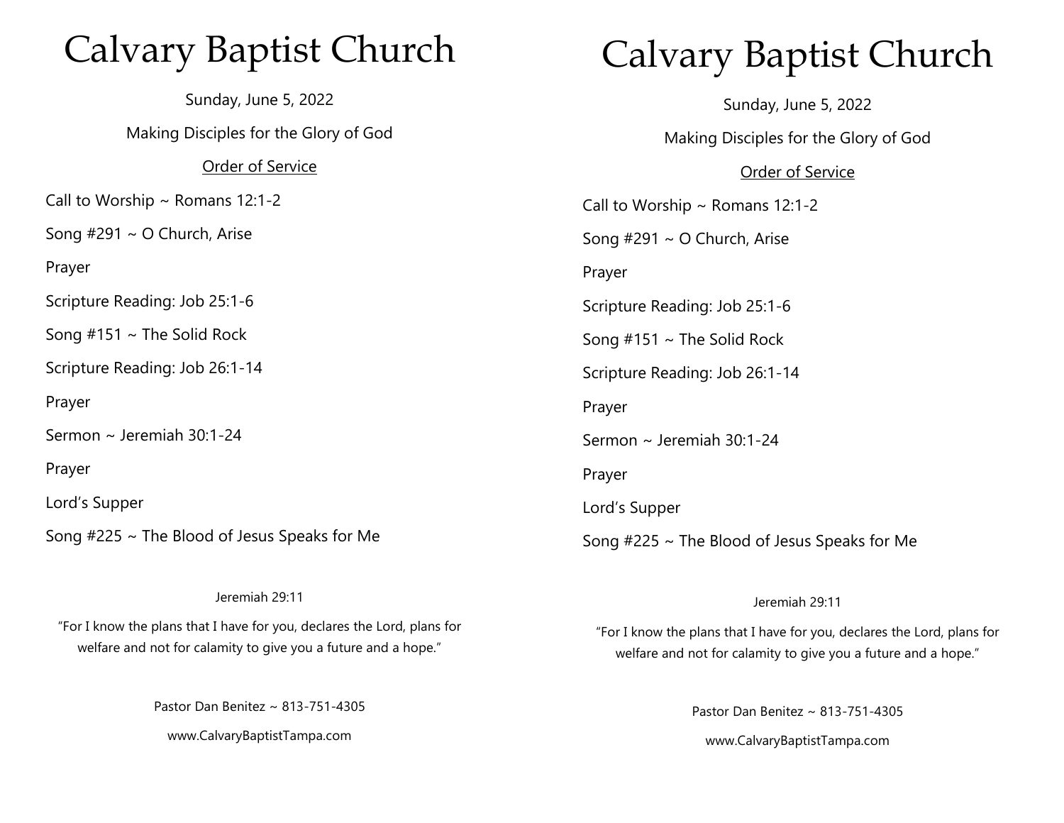# Calvary Baptist Church

Sunday, June 5, 2022

Making Disciples for the Glory of God

<u>Order of Service</u>

Call to Worship ~ Romans 12:1-2

Song #291 ~ O Church, Arise

Prayer

Scripture Reading: Job 25:1-6

Song #151 ~ The Solid Rock

Scripture Reading: Job 26:1-14

Prayer

Sermon ~ Jeremiah 30:1-24

Prayer

Lord's Supper

Song #225 ~ The Blood of Jesus Speaks for Me

Jeremiah 29:11

"For I know the plans that I have for you, declares the Lord, plans for welfare and not for calamity to give you a future and a hope."

Pastor Dan Benitez ~ 813-751-4305

www.CalvaryBaptistTampa.com

# Calvary Baptist Church

Sunday, June 5, 2022

Making Disciples for the Glory of God

<u>Order of Service</u>

Call to Worship ~ Romans 12:1-2

Song #291 ~ O Church, Arise

Prayer

Scripture Reading: Job 25:1-6

Song #151 ~ The Solid Rock

Scripture Reading: Job 26:1-14

Prayer

Sermon ~ Jeremiah 30:1-24

Prayer

Lord's Supper

Song #225 ~ The Blood of Jesus Speaks for Me

Jeremiah 29:11

"For I know the plans that I have for you, declares the Lord, plans for welfare and not for calamity to give you a future and a hope."

Pastor Dan Benitez ~ 813-751-4305

www.CalvaryBaptistTampa.com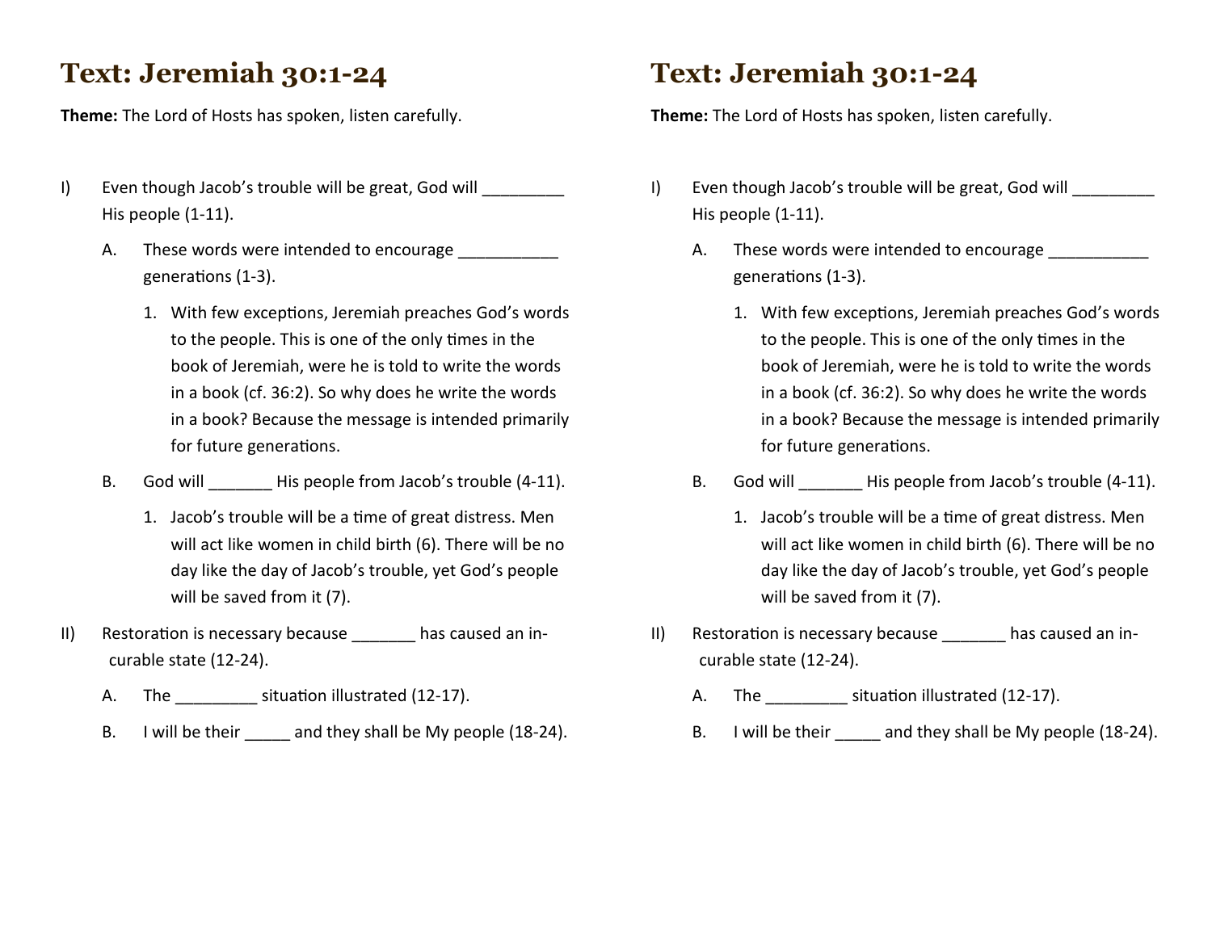# Text: Jeremiah 30:1-24

**Theme:** The Lord of Hosts has spoken, listen carefully.

I) Even though Jacob's trouble will be great, God will _________ His people (1-11).

  A. These words were intended to encourage ___________ generations (1-3).

    1. With few exceptions, Jeremiah preaches God's words to the people. This is one of the only times in the book of Jeremiah, were he is told to write the words in a book (cf. 36:2). So why does he write the words in a book? Because the message is intended primarily for future generations.

  B. God will _______ His people from Jacob's trouble (4-11).

    1. Jacob's trouble will be a time of great distress. Men will act like women in child birth (6). There will be no day like the day of Jacob's trouble, yet God's people will be saved from it (7).

II) Restoration is necessary because _______ has caused an incurable state (12-24).

  A. The _________ situation illustrated (12-17).

  B. I will be their _____ and they shall be My people (18-24).

# Text: Jeremiah 30:1-24

**Theme:** The Lord of Hosts has spoken, listen carefully.

I) Even though Jacob's trouble will be great, God will _________ His people (1-11).

  A. These words were intended to encourage ___________ generations (1-3).

    1. With few exceptions, Jeremiah preaches God's words to the people. This is one of the only times in the book of Jeremiah, were he is told to write the words in a book (cf. 36:2). So why does he write the words in a book? Because the message is intended primarily for future generations.

  B. God will _______ His people from Jacob's trouble (4-11).

    1. Jacob's trouble will be a time of great distress. Men will act like women in child birth (6). There will be no day like the day of Jacob's trouble, yet God's people will be saved from it (7).

II) Restoration is necessary because _______ has caused an incurable state (12-24).

  A. The _________ situation illustrated (12-17).

  B. I will be their _____ and they shall be My people (18-24).